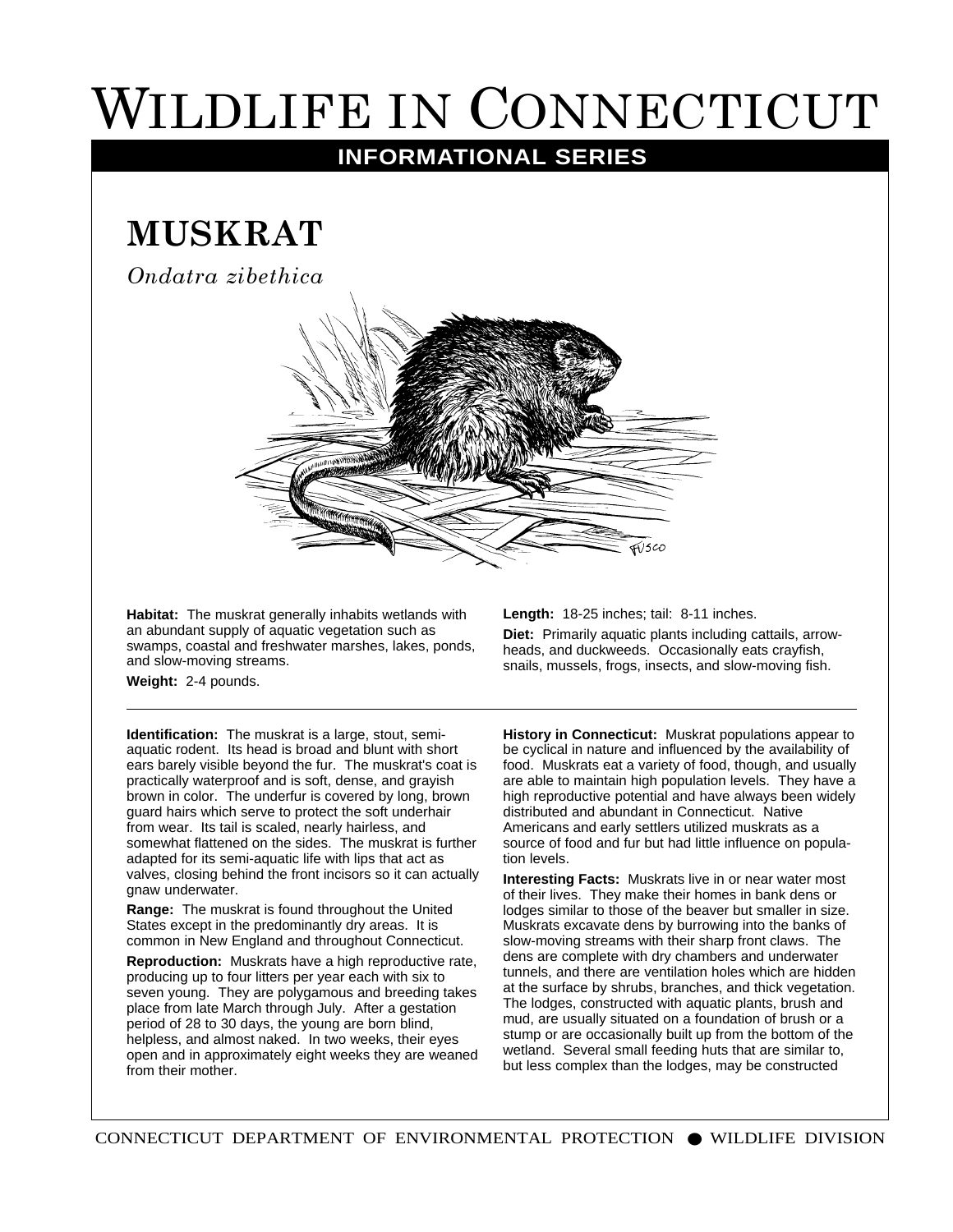# Wildlife in Connecticut

## INFORMATIONAL SERIES

## MUSKRAT

*Ondatra zibethica*

**Habitat:** The muskrat generally inhabits wetlands with an abundant supply of aquatic vegetation such as swamps, coastal and freshwater marshes, lakes, ponds, and slow-moving streams.

**Weight:** 2-4 pounds.

**Length:** 18-25 inches; tail: 8-11 inches.

**Diet:** Primarily aquatic plants including cattails, arrowheads, and duckweeds. Occasionally eats crayfish, snails, mussels, frogs, insects, and slow-moving fish.

---

**Identification:** The muskrat is a large, stout, semi-aquatic rodent. Its head is broad and blunt with short ears barely visible beyond the fur. The muskrat's coat is practically waterproof and is soft, dense, and grayish brown in color. The underfur is covered by long, brown guard hairs which serve to protect the soft underhair from wear. Its tail is scaled, nearly hairless, and somewhat flattened on the sides. The muskrat is further adapted for its semi-aquatic life with lips that act as valves, closing behind the front incisors so it can actually gnaw underwater.

**Range:** The muskrat is found throughout the United States except in the predominantly dry areas. It is common in New England and throughout Connecticut.

**Reproduction:** Muskrats have a high reproductive rate, producing up to four litters per year each with six to seven young. They are polygamous and breeding takes place from late March through July. After a gestation period of 28 to 30 days, the young are born blind, helpless, and almost naked. In two weeks, their eyes open and in approximately eight weeks they are weaned from their mother.

**History in Connecticut:** Muskrat populations appear to be cyclical in nature and influenced by the availability of food. Muskrats eat a variety of food, though, and usually are able to maintain high population levels. They have a high reproductive potential and have always been widely distributed and abundant in Connecticut. Native Americans and early settlers utilized muskrats as a source of food and fur but had little influence on population levels.

**Interesting Facts:** Muskrats live in or near water most of their lives. They make their homes in bank dens or lodges similar to those of the beaver but smaller in size. Muskrats excavate dens by burrowing into the banks of slow-moving streams with their sharp front claws. The dens are complete with dry chambers and underwater tunnels, and there are ventilation holes which are hidden at the surface by shrubs, branches, and thick vegetation. The lodges, constructed with aquatic plants, brush and mud, are usually situated on a foundation of brush or a stump or are occasionally built up from the bottom of the wetland. Several small feeding huts that are similar to, but less complex than the lodges, may be constructed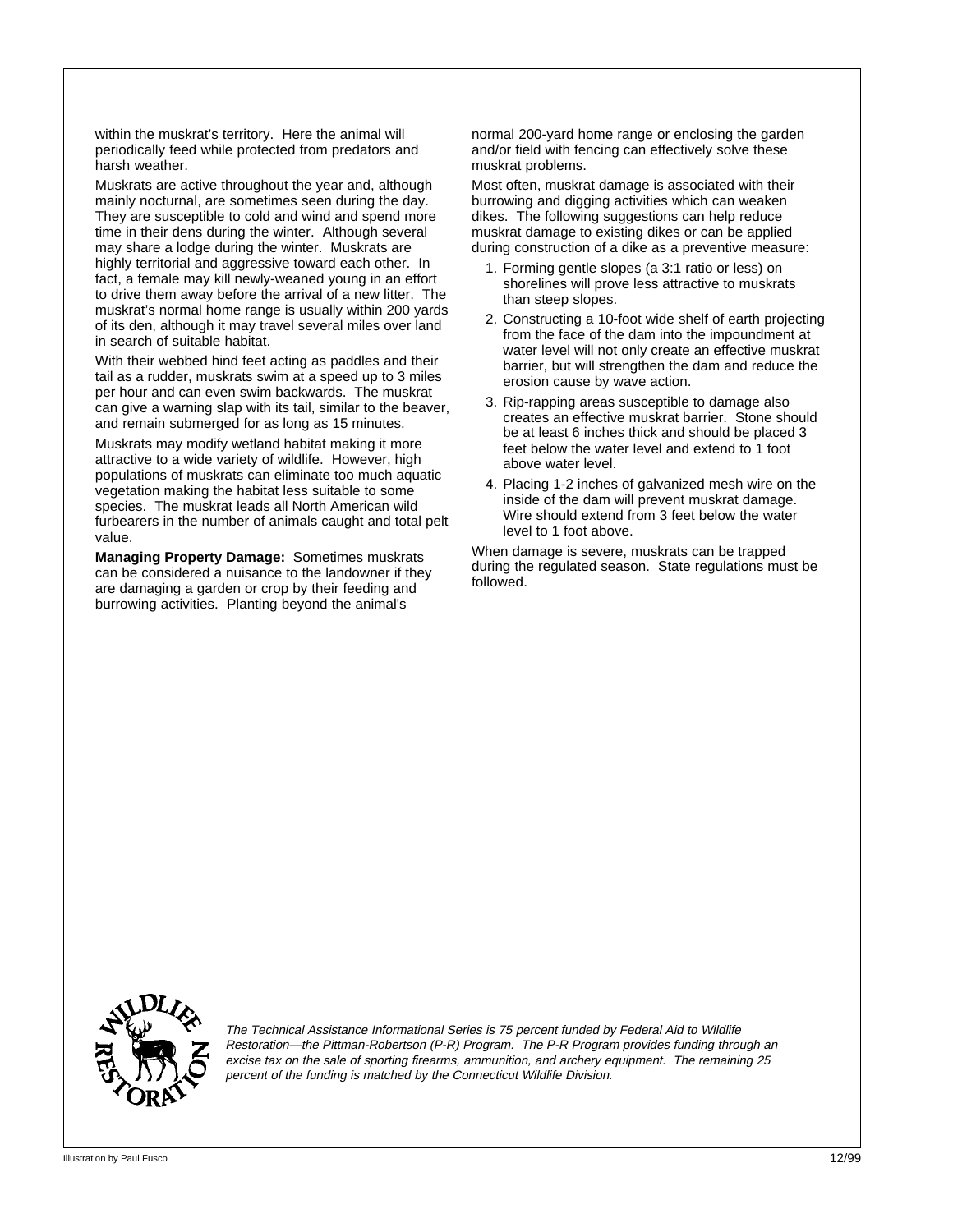within the muskrat's territory. Here the animal will periodically feed while protected from predators and harsh weather.

Muskrats are active throughout the year and, although mainly nocturnal, are sometimes seen during the day. They are susceptible to cold and wind and spend more time in their dens during the winter. Although several may share a lodge during the winter. Muskrats are highly territorial and aggressive toward each other. In fact, a female may kill newly-weaned young in an effort to drive them away before the arrival of a new litter. The muskrat's normal home range is usually within 200 yards of its den, although it may travel several miles over land in search of suitable habitat.

With their webbed hind feet acting as paddles and their tail as a rudder, muskrats swim at a speed up to 3 miles per hour and can even swim backwards. The muskrat can give a warning slap with its tail, similar to the beaver, and remain submerged for as long as 15 minutes.

Muskrats may modify wetland habitat making it more attractive to a wide variety of wildlife. However, high populations of muskrats can eliminate too much aquatic vegetation making the habitat less suitable to some species. The muskrat leads all North American wild furbearers in the number of animals caught and total pelt value.

**Managing Property Damage:** Sometimes muskrats can be considered a nuisance to the landowner if they are damaging a garden or crop by their feeding and burrowing activities. Planting beyond the animal's normal 200-yard home range or enclosing the garden and/or field with fencing can effectively solve these muskrat problems.

Most often, muskrat damage is associated with their burrowing and digging activities which can weaken dikes. The following suggestions can help reduce muskrat damage to existing dikes or can be applied during construction of a dike as a preventive measure:

1. Forming gentle slopes (a 3:1 ratio or less) on shorelines will prove less attractive to muskrats than steep slopes.
2. Constructing a 10-foot wide shelf of earth projecting from the face of the dam into the impoundment at water level will not only create an effective muskrat barrier, but will strengthen the dam and reduce the erosion cause by wave action.
3. Rip-rapping areas susceptible to damage also creates an effective muskrat barrier. Stone should be at least 6 inches thick and should be placed 3 feet below the water level and extend to 1 foot above water level.
4. Placing 1-2 inches of galvanized mesh wire on the inside of the dam will prevent muskrat damage. Wire should extend from 3 feet below the water level to 1 foot above.

When damage is severe, muskrats can be trapped during the regulated season. State regulations must be followed.

WILDLIFE RESTORATION

*The Technical Assistance Informational Series is 75 percent funded by Federal Aid to Wildlife Restoration—the Pittman-Robertson (P-R) Program. The P-R Program provides funding through an excise tax on the sale of sporting firearms, ammunition, and archery equipment. The remaining 25 percent of the funding is matched by the Connecticut Wildlife Division.*

Illustration by Paul Fusco

12/99